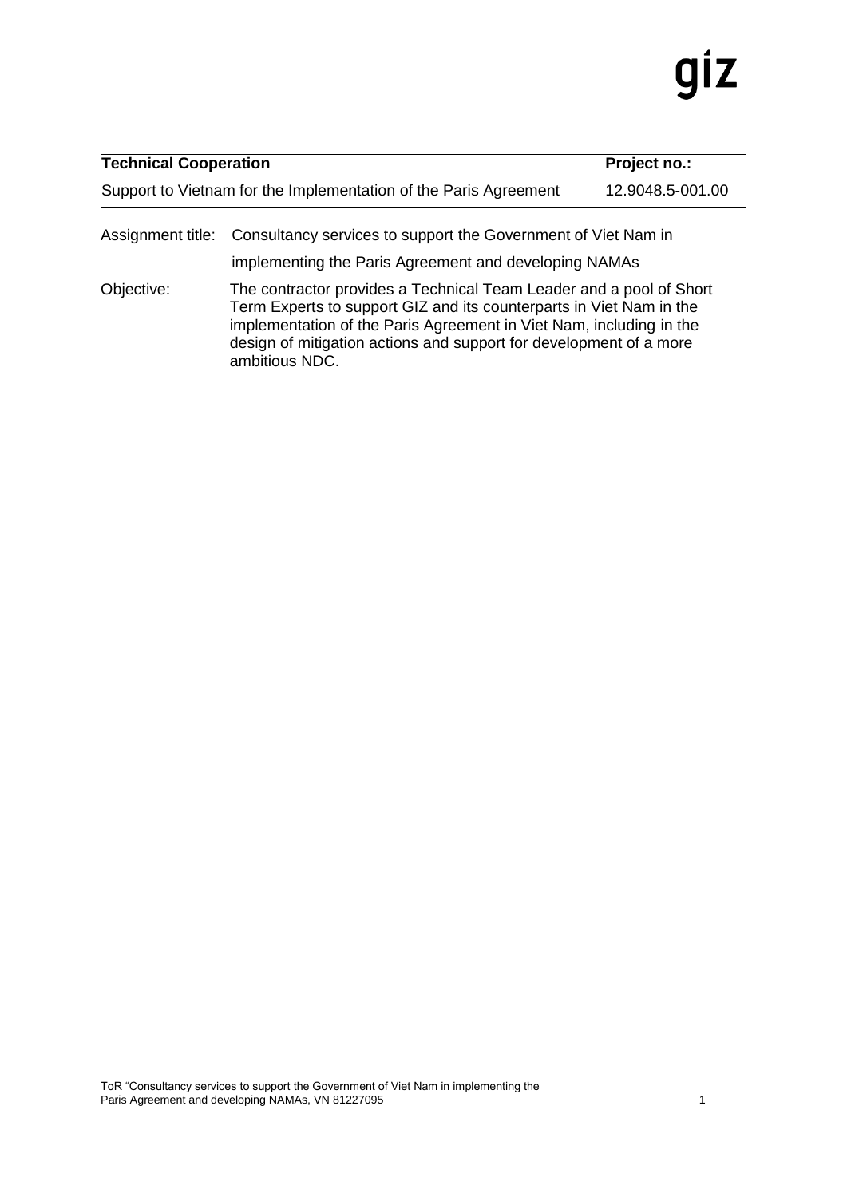giz

| **Technical Cooperation** | **Project no.:** |
|---|---|
| Support to Vietnam for the Implementation of the Paris Agreement | 12.9048.5-001.00 |

| | |
|---|---|
| Assignment title: | Consultancy services to support the Government of Viet Nam in implementing the Paris Agreement and developing NAMAs |
| Objective: | The contractor provides a Technical Team Leader and a pool of Short Term Experts to support GIZ and its counterparts in Viet Nam in the implementation of the Paris Agreement in Viet Nam, including in the design of mitigation actions and support for development of a more ambitious NDC. |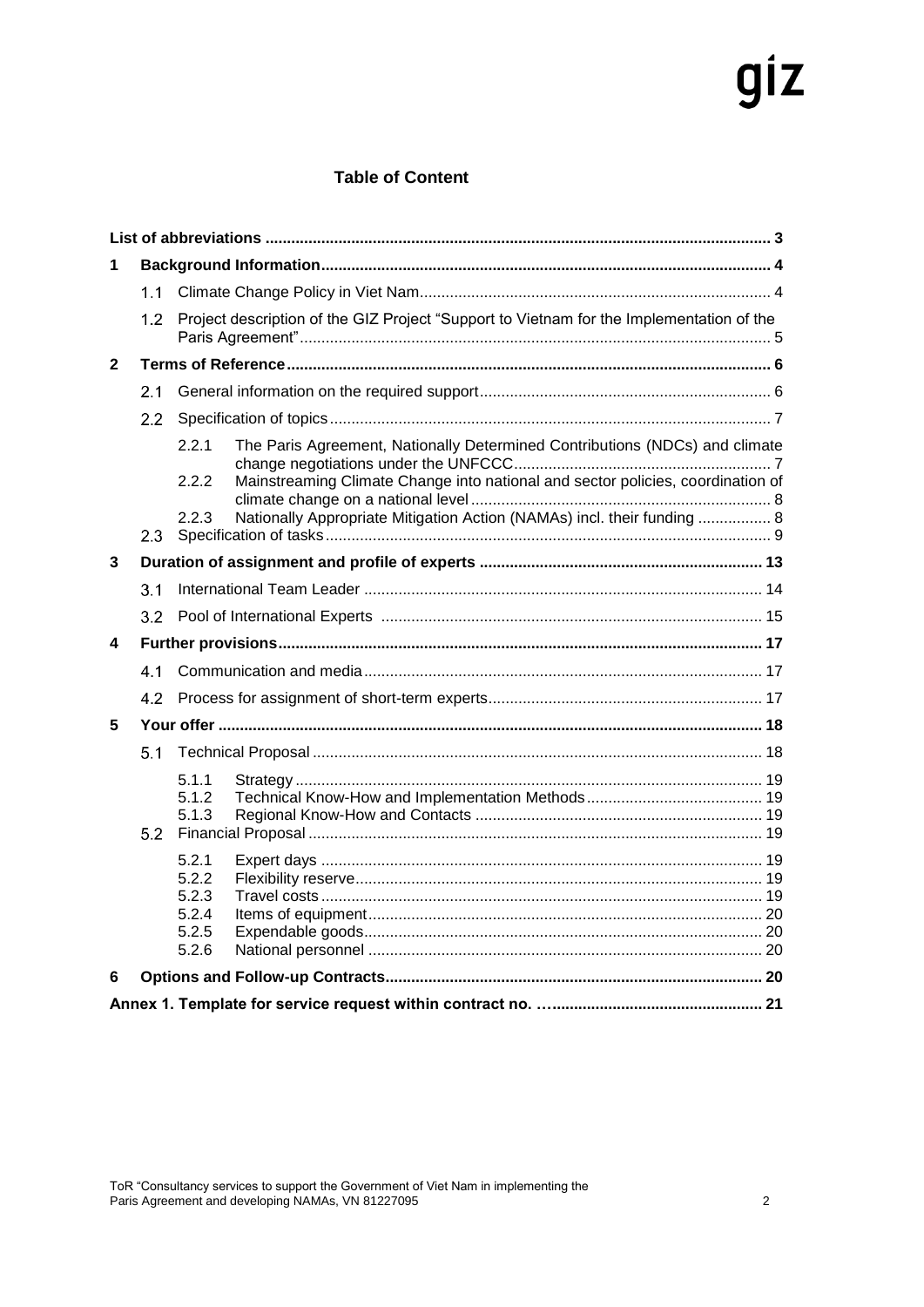## Table of Content

| | | | | |
|---|---|---|---|---|
| **List of abbreviations** | | | | **3** |
| **1** | **Background Information** | | | **4** |
| | 1.1 | Climate Change Policy in Viet Nam | | 4 |
| | 1.2 | Project description of the GIZ Project "Support to Vietnam for the Implementation of the Paris Agreement" | | 5 |
| **2** | **Terms of Reference** | | | **6** |
| | 2.1 | General information on the required support | | 6 |
| | 2.2 | Specification of topics | | 7 |
| | | 2.2.1 | The Paris Agreement, Nationally Determined Contributions (NDCs) and climate change negotiations under the UNFCCC | 7 |
| | | 2.2.2 | Mainstreaming Climate Change into national and sector policies, coordination of climate change on a national level | 8 |
| | | 2.2.3 | Nationally Appropriate Mitigation Action (NAMAs) incl. their funding | 8 |
| | 2.3 | Specification of tasks | | 9 |
| **3** | **Duration of assignment and profile of experts** | | | **13** |
| | 3.1 | International Team Leader | | 14 |
| | 3.2 | Pool of International Experts | | 15 |
| **4** | **Further provisions** | | | **17** |
| | 4.1 | Communication and media | | 17 |
| | 4.2 | Process for assignment of short-term experts | | 17 |
| **5** | **Your offer** | | | **18** |
| | 5.1 | Technical Proposal | | 18 |
| | | 5.1.1 | Strategy | 19 |
| | | 5.1.2 | Technical Know-How and Implementation Methods | 19 |
| | | 5.1.3 | Regional Know-How and Contacts | 19 |
| | 5.2 | Financial Proposal | | 19 |
| | | 5.2.1 | Expert days | 19 |
| | | 5.2.2 | Flexibility reserve | 19 |
| | | 5.2.3 | Travel costs | 19 |
| | | 5.2.4 | Items of equipment | 20 |
| | | 5.2.5 | Expendable goods | 20 |
| | | 5.2.6 | National personnel | 20 |
| **6** | **Options and Follow-up Contracts** | | | **20** |
| **Annex 1. Template for service request within contract no. …** | | | | **21** |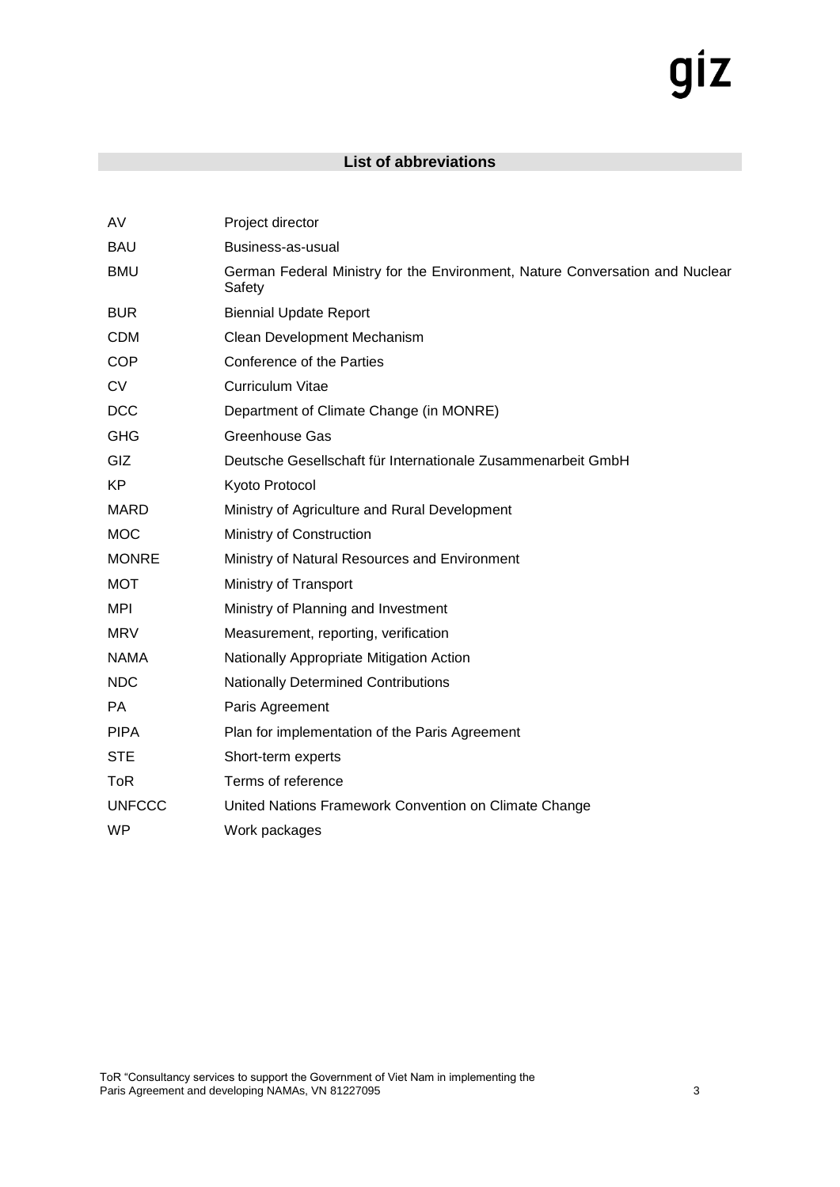## List of abbreviations

| | |
|---|---|
| AV | Project director |
| BAU | Business-as-usual |
| BMU | German Federal Ministry for the Environment, Nature Conversation and Nuclear Safety |
| BUR | Biennial Update Report |
| CDM | Clean Development Mechanism |
| COP | Conference of the Parties |
| CV | Curriculum Vitae |
| DCC | Department of Climate Change (in MONRE) |
| GHG | Greenhouse Gas |
| GIZ | Deutsche Gesellschaft für Internationale Zusammenarbeit GmbH |
| KP | Kyoto Protocol |
| MARD | Ministry of Agriculture and Rural Development |
| MOC | Ministry of Construction |
| MONRE | Ministry of Natural Resources and Environment |
| MOT | Ministry of Transport |
| MPI | Ministry of Planning and Investment |
| MRV | Measurement, reporting, verification |
| NAMA | Nationally Appropriate Mitigation Action |
| NDC | Nationally Determined Contributions |
| PA | Paris Agreement |
| PIPA | Plan for implementation of the Paris Agreement |
| STE | Short-term experts |
| ToR | Terms of reference |
| UNFCCC | United Nations Framework Convention on Climate Change |
| WP | Work packages |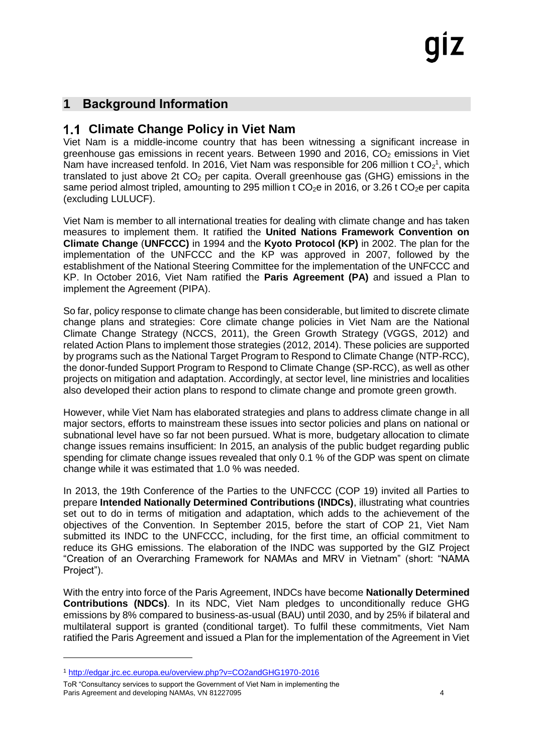# 1 Background Information

## 1.1 Climate Change Policy in Viet Nam

Viet Nam is a middle-income country that has been witnessing a significant increase in greenhouse gas emissions in recent years. Between 1990 and 2016, $CO_2$ emissions in Viet Nam have increased tenfold. In 2016, Viet Nam was responsible for 206 million t $CO_2$[1], which translated to just above 2t $CO_2$ per capita. Overall greenhouse gas (GHG) emissions in the same period almost tripled, amounting to 295 million t $CO_2e$ in 2016, or 3.26 t $CO_2e$ per capita (excluding LULUCF).

Viet Nam is member to all international treaties for dealing with climate change and has taken measures to implement them. It ratified the **United Nations Framework Convention on Climate Change** (**UNFCCC)** in 1994 and the **Kyoto Protocol (KP)** in 2002. The plan for the implementation of the UNFCCC and the KP was approved in 2007, followed by the establishment of the National Steering Committee for the implementation of the UNFCCC and KP. In October 2016, Viet Nam ratified the **Paris Agreement (PA)** and issued a Plan to implement the Agreement (PIPA).

So far, policy response to climate change has been considerable, but limited to discrete climate change plans and strategies: Core climate change policies in Viet Nam are the National Climate Change Strategy (NCCS, 2011), the Green Growth Strategy (VGGS, 2012) and related Action Plans to implement those strategies (2012, 2014). These policies are supported by programs such as the National Target Program to Respond to Climate Change (NTP-RCC), the donor-funded Support Program to Respond to Climate Change (SP-RCC), as well as other projects on mitigation and adaptation. Accordingly, at sector level, line ministries and localities also developed their action plans to respond to climate change and promote green growth.

However, while Viet Nam has elaborated strategies and plans to address climate change in all major sectors, efforts to mainstream these issues into sector policies and plans on national or subnational level have so far not been pursued. What is more, budgetary allocation to climate change issues remains insufficient: In 2015, an analysis of the public budget regarding public spending for climate change issues revealed that only 0.1 % of the GDP was spent on climate change while it was estimated that 1.0 % was needed.

In 2013, the 19th Conference of the Parties to the UNFCCC (COP 19) invited all Parties to prepare **Intended Nationally Determined Contributions (INDCs)**, illustrating what countries set out to do in terms of mitigation and adaptation, which adds to the achievement of the objectives of the Convention. In September 2015, before the start of COP 21, Viet Nam submitted its INDC to the UNFCCC, including, for the first time, an official commitment to reduce its GHG emissions. The elaboration of the INDC was supported by the GIZ Project "Creation of an Overarching Framework for NAMAs and MRV in Vietnam" (short: "NAMA Project").

With the entry into force of the Paris Agreement, INDCs have become **Nationally Determined Contributions (NDCs)**. In its NDC, Viet Nam pledges to unconditionally reduce GHG emissions by 8% compared to business-as-usual (BAU) until 2030, and by 25% if bilateral and multilateral support is granted (conditional target). To fulfil these commitments, Viet Nam ratified the Paris Agreement and issued a Plan for the implementation of the Agreement in Viet

---

[1] http://edgar.jrc.ec.europa.eu/overview.php?v=CO2andGHG1970-2016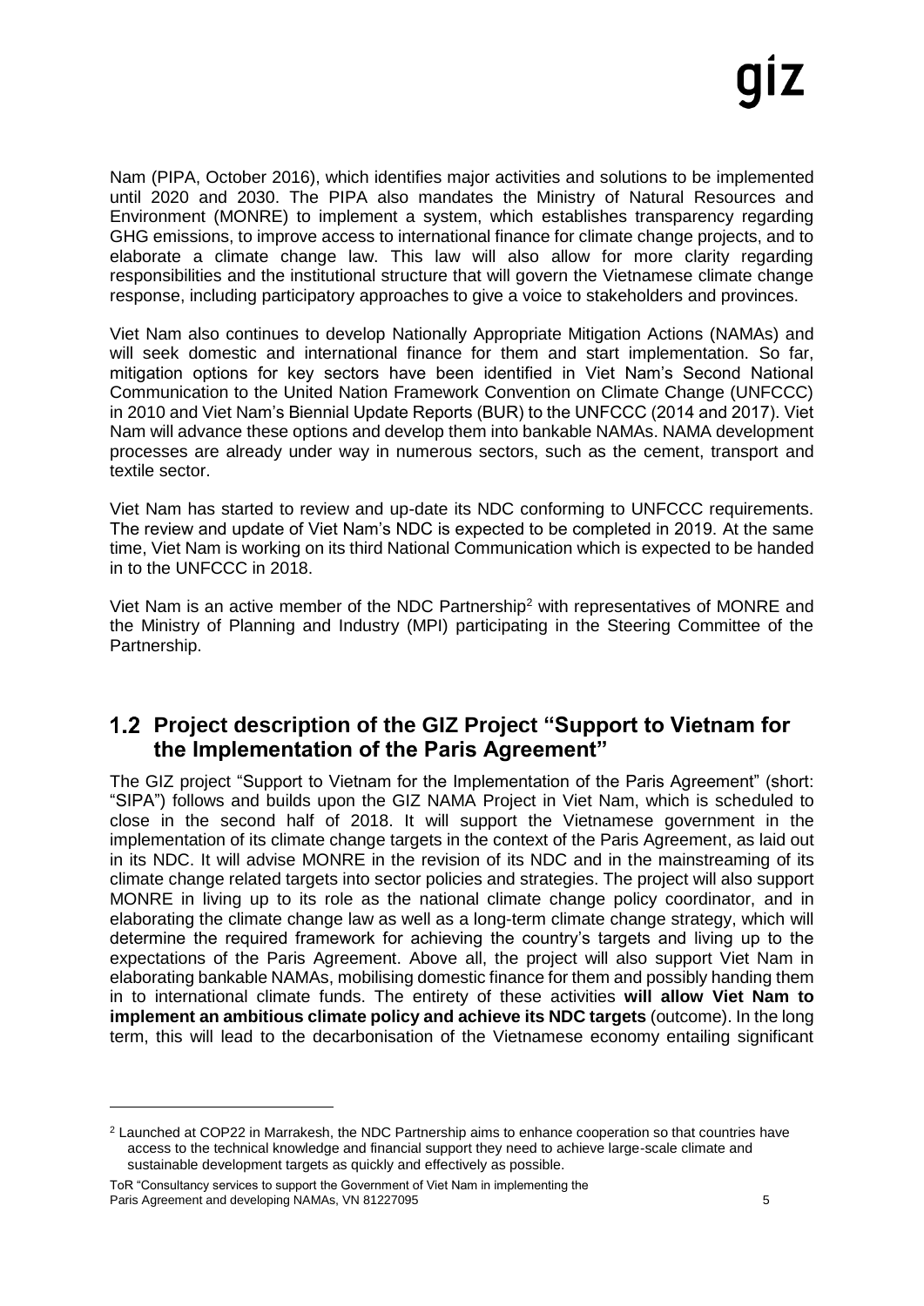Nam (PIPA, October 2016), which identifies major activities and solutions to be implemented until 2020 and 2030. The PIPA also mandates the Ministry of Natural Resources and Environment (MONRE) to implement a system, which establishes transparency regarding GHG emissions, to improve access to international finance for climate change projects, and to elaborate a climate change law. This law will also allow for more clarity regarding responsibilities and the institutional structure that will govern the Vietnamese climate change response, including participatory approaches to give a voice to stakeholders and provinces.

Viet Nam also continues to develop Nationally Appropriate Mitigation Actions (NAMAs) and will seek domestic and international finance for them and start implementation. So far, mitigation options for key sectors have been identified in Viet Nam's Second National Communication to the United Nation Framework Convention on Climate Change (UNFCCC) in 2010 and Viet Nam's Biennial Update Reports (BUR) to the UNFCCC (2014 and 2017). Viet Nam will advance these options and develop them into bankable NAMAs. NAMA development processes are already under way in numerous sectors, such as the cement, transport and textile sector.

Viet Nam has started to review and up-date its NDC conforming to UNFCCC requirements. The review and update of Viet Nam's NDC is expected to be completed in 2019. At the same time, Viet Nam is working on its third National Communication which is expected to be handed in to the UNFCCC in 2018.

Viet Nam is an active member of the NDC Partnership[2] with representatives of MONRE and the Ministry of Planning and Industry (MPI) participating in the Steering Committee of the Partnership.

## 1.2 Project description of the GIZ Project "Support to Vietnam for the Implementation of the Paris Agreement"

The GIZ project "Support to Vietnam for the Implementation of the Paris Agreement" (short: "SIPA") follows and builds upon the GIZ NAMA Project in Viet Nam, which is scheduled to close in the second half of 2018. It will support the Vietnamese government in the implementation of its climate change targets in the context of the Paris Agreement, as laid out in its NDC. It will advise MONRE in the revision of its NDC and in the mainstreaming of its climate change related targets into sector policies and strategies. The project will also support MONRE in living up to its role as the national climate change policy coordinator, and in elaborating the climate change law as well as a long-term climate change strategy, which will determine the required framework for achieving the country's targets and living up to the expectations of the Paris Agreement. Above all, the project will also support Viet Nam in elaborating bankable NAMAs, mobilising domestic finance for them and possibly handing them in to international climate funds. The entirety of these activities **will allow Viet Nam to implement an ambitious climate policy and achieve its NDC targets** (outcome). In the long term, this will lead to the decarbonisation of the Vietnamese economy entailing significant

---

[2] Launched at COP22 in Marrakesh, the NDC Partnership aims to enhance cooperation so that countries have access to the technical knowledge and financial support they need to achieve large-scale climate and sustainable development targets as quickly and effectively as possible.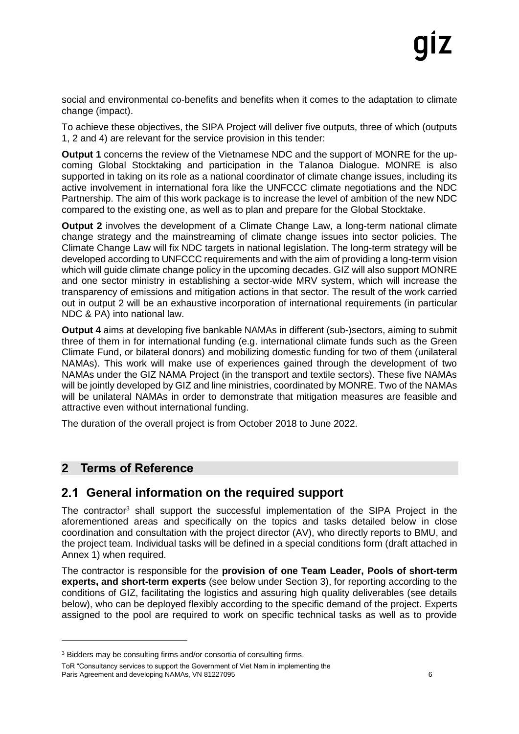social and environmental co-benefits and benefits when it comes to the adaptation to climate change (impact).

To achieve these objectives, the SIPA Project will deliver five outputs, three of which (outputs 1, 2 and 4) are relevant for the service provision in this tender:

**Output 1** concerns the review of the Vietnamese NDC and the support of MONRE for the up-coming Global Stocktaking and participation in the Talanoa Dialogue. MONRE is also supported in taking on its role as a national coordinator of climate change issues, including its active involvement in international fora like the UNFCCC climate negotiations and the NDC Partnership. The aim of this work package is to increase the level of ambition of the new NDC compared to the existing one, as well as to plan and prepare for the Global Stocktake.

**Output 2** involves the development of a Climate Change Law, a long-term national climate change strategy and the mainstreaming of climate change issues into sector policies. The Climate Change Law will fix NDC targets in national legislation. The long-term strategy will be developed according to UNFCCC requirements and with the aim of providing a long-term vision which will guide climate change policy in the upcoming decades. GIZ will also support MONRE and one sector ministry in establishing a sector-wide MRV system, which will increase the transparency of emissions and mitigation actions in that sector. The result of the work carried out in output 2 will be an exhaustive incorporation of international requirements (in particular NDC & PA) into national law.

**Output 4** aims at developing five bankable NAMAs in different (sub-)sectors, aiming to submit three of them in for international funding (e.g. international climate funds such as the Green Climate Fund, or bilateral donors) and mobilizing domestic funding for two of them (unilateral NAMAs). This work will make use of experiences gained through the development of two NAMAs under the GIZ NAMA Project (in the transport and textile sectors). These five NAMAs will be jointly developed by GIZ and line ministries, coordinated by MONRE. Two of the NAMAs will be unilateral NAMAs in order to demonstrate that mitigation measures are feasible and attractive even without international funding.

The duration of the overall project is from October 2018 to June 2022.

# 2 Terms of Reference

## 2.1 General information on the required support

The contractor[3] shall support the successful implementation of the SIPA Project in the aforementioned areas and specifically on the topics and tasks detailed below in close coordination and consultation with the project director (AV), who directly reports to BMU, and the project team. Individual tasks will be defined in a special conditions form (draft attached in Annex 1) when required.

The contractor is responsible for the **provision of one Team Leader, Pools of short-term experts, and short-term experts** (see below under Section 3), for reporting according to the conditions of GIZ, facilitating the logistics and assuring high quality deliverables (see details below), who can be deployed flexibly according to the specific demand of the project. Experts assigned to the pool are required to work on specific technical tasks as well as to provide

[3] Bidders may be consulting firms and/or consortia of consulting firms.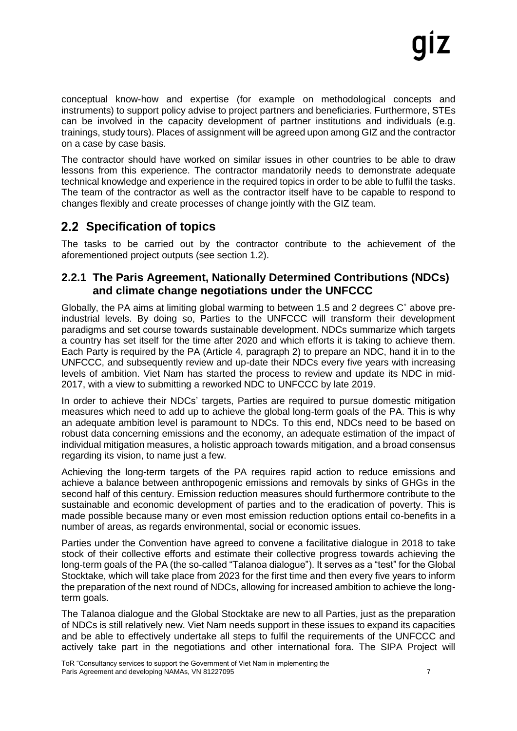conceptual know-how and expertise (for example on methodological concepts and instruments) to support policy advise to project partners and beneficiaries. Furthermore, STEs can be involved in the capacity development of partner institutions and individuals (e.g. trainings, study tours). Places of assignment will be agreed upon among GIZ and the contractor on a case by case basis.

The contractor should have worked on similar issues in other countries to be able to draw lessons from this experience. The contractor mandatorily needs to demonstrate adequate technical knowledge and experience in the required topics in order to be able to fulfil the tasks. The team of the contractor as well as the contractor itself have to be capable to respond to changes flexibly and create processes of change jointly with the GIZ team.

## 2.2 Specification of topics

The tasks to be carried out by the contractor contribute to the achievement of the aforementioned project outputs (see section 1.2).

### 2.2.1 The Paris Agreement, Nationally Determined Contributions (NDCs) and climate change negotiations under the UNFCCC

Globally, the PA aims at limiting global warming to between 1.5 and 2 degrees C˚ above pre-industrial levels. By doing so, Parties to the UNFCCC will transform their development paradigms and set course towards sustainable development. NDCs summarize which targets a country has set itself for the time after 2020 and which efforts it is taking to achieve them. Each Party is required by the PA (Article 4, paragraph 2) to prepare an NDC, hand it in to the UNFCCC, and subsequently review and up-date their NDCs every five years with increasing levels of ambition. Viet Nam has started the process to review and update its NDC in mid-2017, with a view to submitting a reworked NDC to UNFCCC by late 2019.

In order to achieve their NDCs' targets, Parties are required to pursue domestic mitigation measures which need to add up to achieve the global long-term goals of the PA. This is why an adequate ambition level is paramount to NDCs. To this end, NDCs need to be based on robust data concerning emissions and the economy, an adequate estimation of the impact of individual mitigation measures, a holistic approach towards mitigation, and a broad consensus regarding its vision, to name just a few.

Achieving the long-term targets of the PA requires rapid action to reduce emissions and achieve a balance between anthropogenic emissions and removals by sinks of GHGs in the second half of this century. Emission reduction measures should furthermore contribute to the sustainable and economic development of parties and to the eradication of poverty. This is made possible because many or even most emission reduction options entail co-benefits in a number of areas, as regards environmental, social or economic issues.

Parties under the Convention have agreed to convene a facilitative dialogue in 2018 to take stock of their collective efforts and estimate their collective progress towards achieving the long-term goals of the PA (the so-called "Talanoa dialogue"). It serves as a "test" for the Global Stocktake, which will take place from 2023 for the first time and then every five years to inform the preparation of the next round of NDCs, allowing for increased ambition to achieve the long-term goals.

The Talanoa dialogue and the Global Stocktake are new to all Parties, just as the preparation of NDCs is still relatively new. Viet Nam needs support in these issues to expand its capacities and be able to effectively undertake all steps to fulfil the requirements of the UNFCCC and actively take part in the negotiations and other international fora. The SIPA Project will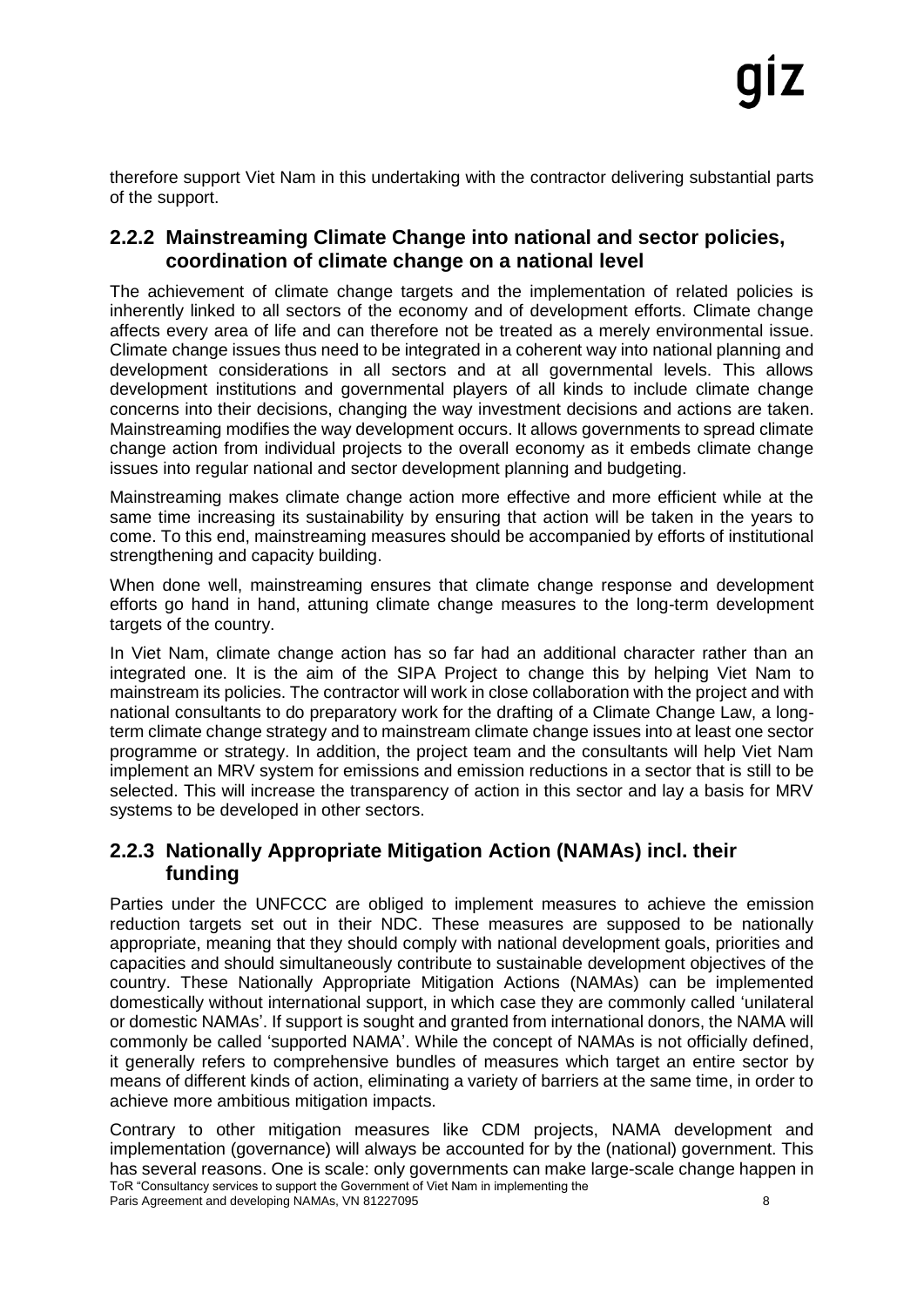therefore support Viet Nam in this undertaking with the contractor delivering substantial parts of the support.

### 2.2.2 Mainstreaming Climate Change into national and sector policies, coordination of climate change on a national level

The achievement of climate change targets and the implementation of related policies is inherently linked to all sectors of the economy and of development efforts. Climate change affects every area of life and can therefore not be treated as a merely environmental issue. Climate change issues thus need to be integrated in a coherent way into national planning and development considerations in all sectors and at all governmental levels. This allows development institutions and governmental players of all kinds to include climate change concerns into their decisions, changing the way investment decisions and actions are taken. Mainstreaming modifies the way development occurs. It allows governments to spread climate change action from individual projects to the overall economy as it embeds climate change issues into regular national and sector development planning and budgeting.

Mainstreaming makes climate change action more effective and more efficient while at the same time increasing its sustainability by ensuring that action will be taken in the years to come. To this end, mainstreaming measures should be accompanied by efforts of institutional strengthening and capacity building.

When done well, mainstreaming ensures that climate change response and development efforts go hand in hand, attuning climate change measures to the long-term development targets of the country.

In Viet Nam, climate change action has so far had an additional character rather than an integrated one. It is the aim of the SIPA Project to change this by helping Viet Nam to mainstream its policies. The contractor will work in close collaboration with the project and with national consultants to do preparatory work for the drafting of a Climate Change Law, a long-term climate change strategy and to mainstream climate change issues into at least one sector programme or strategy. In addition, the project team and the consultants will help Viet Nam implement an MRV system for emissions and emission reductions in a sector that is still to be selected. This will increase the transparency of action in this sector and lay a basis for MRV systems to be developed in other sectors.

### 2.2.3 Nationally Appropriate Mitigation Action (NAMAs) incl. their funding

Parties under the UNFCCC are obliged to implement measures to achieve the emission reduction targets set out in their NDC. These measures are supposed to be nationally appropriate, meaning that they should comply with national development goals, priorities and capacities and should simultaneously contribute to sustainable development objectives of the country. These Nationally Appropriate Mitigation Actions (NAMAs) can be implemented domestically without international support, in which case they are commonly called 'unilateral or domestic NAMAs'. If support is sought and granted from international donors, the NAMA will commonly be called 'supported NAMA'. While the concept of NAMAs is not officially defined, it generally refers to comprehensive bundles of measures which target an entire sector by means of different kinds of action, eliminating a variety of barriers at the same time, in order to achieve more ambitious mitigation impacts.

Contrary to other mitigation measures like CDM projects, NAMA development and implementation (governance) will always be accounted for by the (national) government. This has several reasons. One is scale: only governments can make large-scale change happen in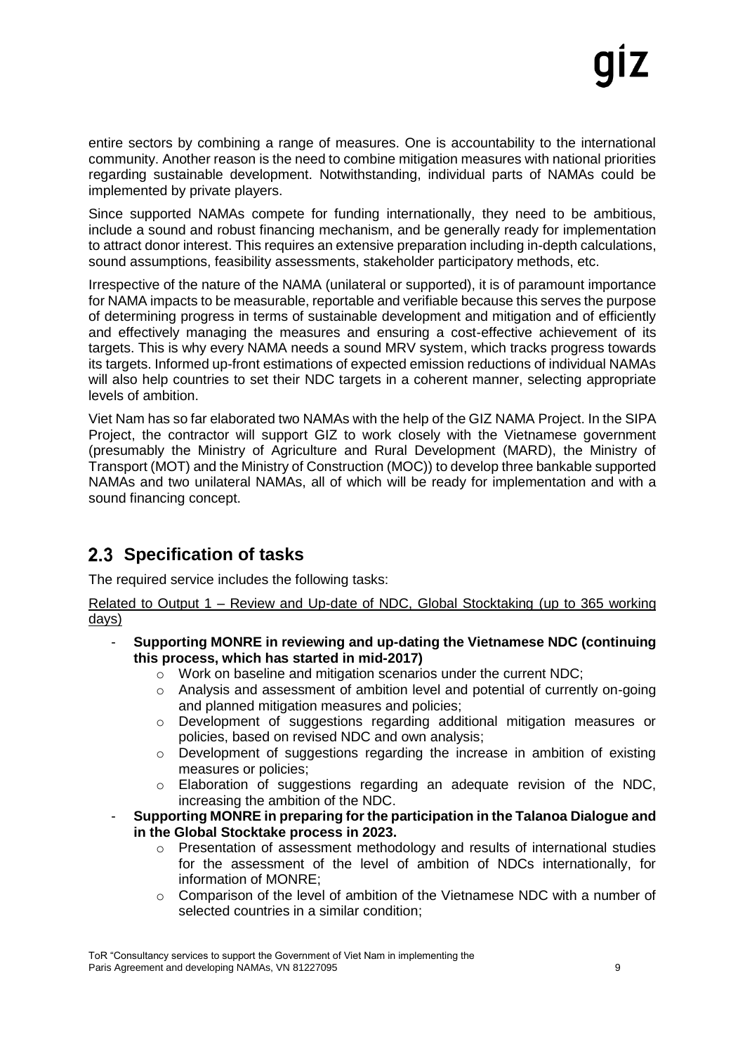entire sectors by combining a range of measures. One is accountability to the international community. Another reason is the need to combine mitigation measures with national priorities regarding sustainable development. Notwithstanding, individual parts of NAMAs could be implemented by private players.

Since supported NAMAs compete for funding internationally, they need to be ambitious, include a sound and robust financing mechanism, and be generally ready for implementation to attract donor interest. This requires an extensive preparation including in-depth calculations, sound assumptions, feasibility assessments, stakeholder participatory methods, etc.

Irrespective of the nature of the NAMA (unilateral or supported), it is of paramount importance for NAMA impacts to be measurable, reportable and verifiable because this serves the purpose of determining progress in terms of sustainable development and mitigation and of efficiently and effectively managing the measures and ensuring a cost-effective achievement of its targets. This is why every NAMA needs a sound MRV system, which tracks progress towards its targets. Informed up-front estimations of expected emission reductions of individual NAMAs will also help countries to set their NDC targets in a coherent manner, selecting appropriate levels of ambition.

Viet Nam has so far elaborated two NAMAs with the help of the GIZ NAMA Project. In the SIPA Project, the contractor will support GIZ to work closely with the Vietnamese government (presumably the Ministry of Agriculture and Rural Development (MARD), the Ministry of Transport (MOT) and the Ministry of Construction (MOC)) to develop three bankable supported NAMAs and two unilateral NAMAs, all of which will be ready for implementation and with a sound financing concept.

## 2.3 Specification of tasks

The required service includes the following tasks:

Related to Output 1 – Review and Up-date of NDC, Global Stocktaking (up to 365 working days)

- **Supporting MONRE in reviewing and up-dating the Vietnamese NDC (continuing this process, which has started in mid-2017)**
  - Work on baseline and mitigation scenarios under the current NDC;
  - Analysis and assessment of ambition level and potential of currently on-going and planned mitigation measures and policies;
  - Development of suggestions regarding additional mitigation measures or policies, based on revised NDC and own analysis;
  - Development of suggestions regarding the increase in ambition of existing measures or policies;
  - Elaboration of suggestions regarding an adequate revision of the NDC, increasing the ambition of the NDC.
- **Supporting MONRE in preparing for the participation in the Talanoa Dialogue and in the Global Stocktake process in 2023.**
  - Presentation of assessment methodology and results of international studies for the assessment of the level of ambition of NDCs internationally, for information of MONRE;
  - Comparison of the level of ambition of the Vietnamese NDC with a number of selected countries in a similar condition;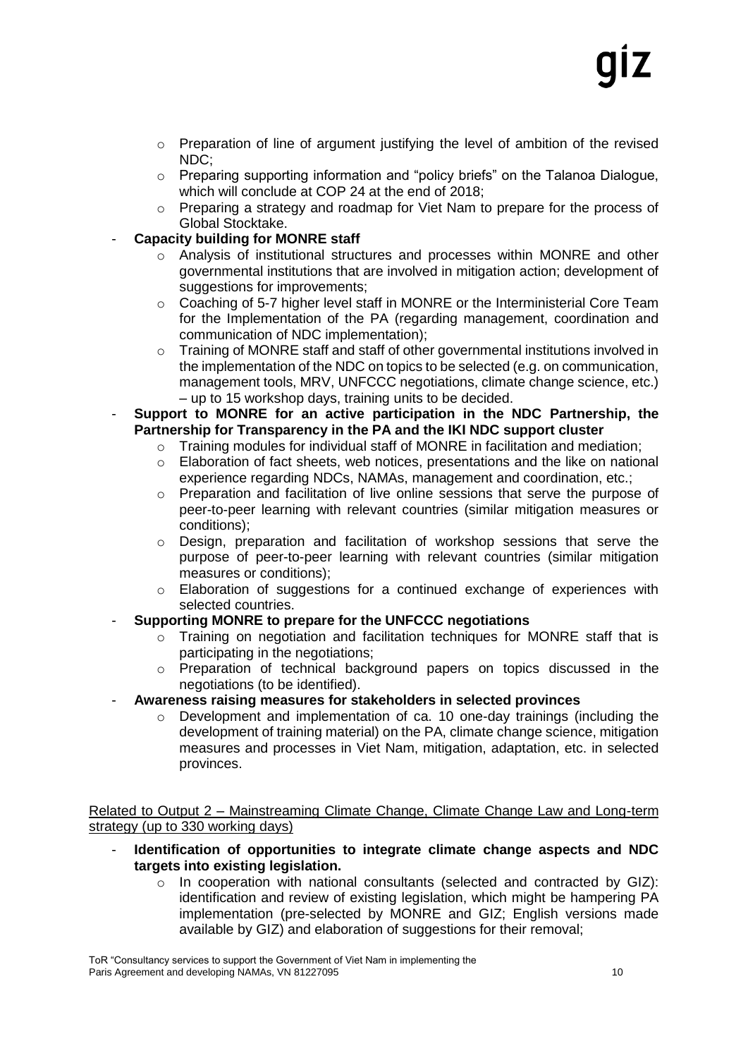- Preparation of line of argument justifying the level of ambition of the revised NDC;
  - Preparing supporting information and "policy briefs" on the Talanoa Dialogue, which will conclude at COP 24 at the end of 2018;
  - Preparing a strategy and roadmap for Viet Nam to prepare for the process of Global Stocktake.
- **Capacity building for MONRE staff**
  - Analysis of institutional structures and processes within MONRE and other governmental institutions that are involved in mitigation action; development of suggestions for improvements;
  - Coaching of 5-7 higher level staff in MONRE or the Interministerial Core Team for the Implementation of the PA (regarding management, coordination and communication of NDC implementation);
  - Training of MONRE staff and staff of other governmental institutions involved in the implementation of the NDC on topics to be selected (e.g. on communication, management tools, MRV, UNFCCC negotiations, climate change science, etc.) – up to 15 workshop days, training units to be decided.
- **Support to MONRE for an active participation in the NDC Partnership, the Partnership for Transparency in the PA and the IKI NDC support cluster**
  - Training modules for individual staff of MONRE in facilitation and mediation;
  - Elaboration of fact sheets, web notices, presentations and the like on national experience regarding NDCs, NAMAs, management and coordination, etc.;
  - Preparation and facilitation of live online sessions that serve the purpose of peer-to-peer learning with relevant countries (similar mitigation measures or conditions);
  - Design, preparation and facilitation of workshop sessions that serve the purpose of peer-to-peer learning with relevant countries (similar mitigation measures or conditions);
  - Elaboration of suggestions for a continued exchange of experiences with selected countries.
- **Supporting MONRE to prepare for the UNFCCC negotiations**
  - Training on negotiation and facilitation techniques for MONRE staff that is participating in the negotiations;
  - Preparation of technical background papers on topics discussed in the negotiations (to be identified).
- **Awareness raising measures for stakeholders in selected provinces**
  - Development and implementation of ca. 10 one-day trainings (including the development of training material) on the PA, climate change science, mitigation measures and processes in Viet Nam, mitigation, adaptation, etc. in selected provinces.

<u>Related to Output 2 – Mainstreaming Climate Change, Climate Change Law and Long-term strategy (up to 330 working days)</u>

- **Identification of opportunities to integrate climate change aspects and NDC targets into existing legislation.**
  - In cooperation with national consultants (selected and contracted by GIZ): identification and review of existing legislation, which might be hampering PA implementation (pre-selected by MONRE and GIZ; English versions made available by GIZ) and elaboration of suggestions for their removal;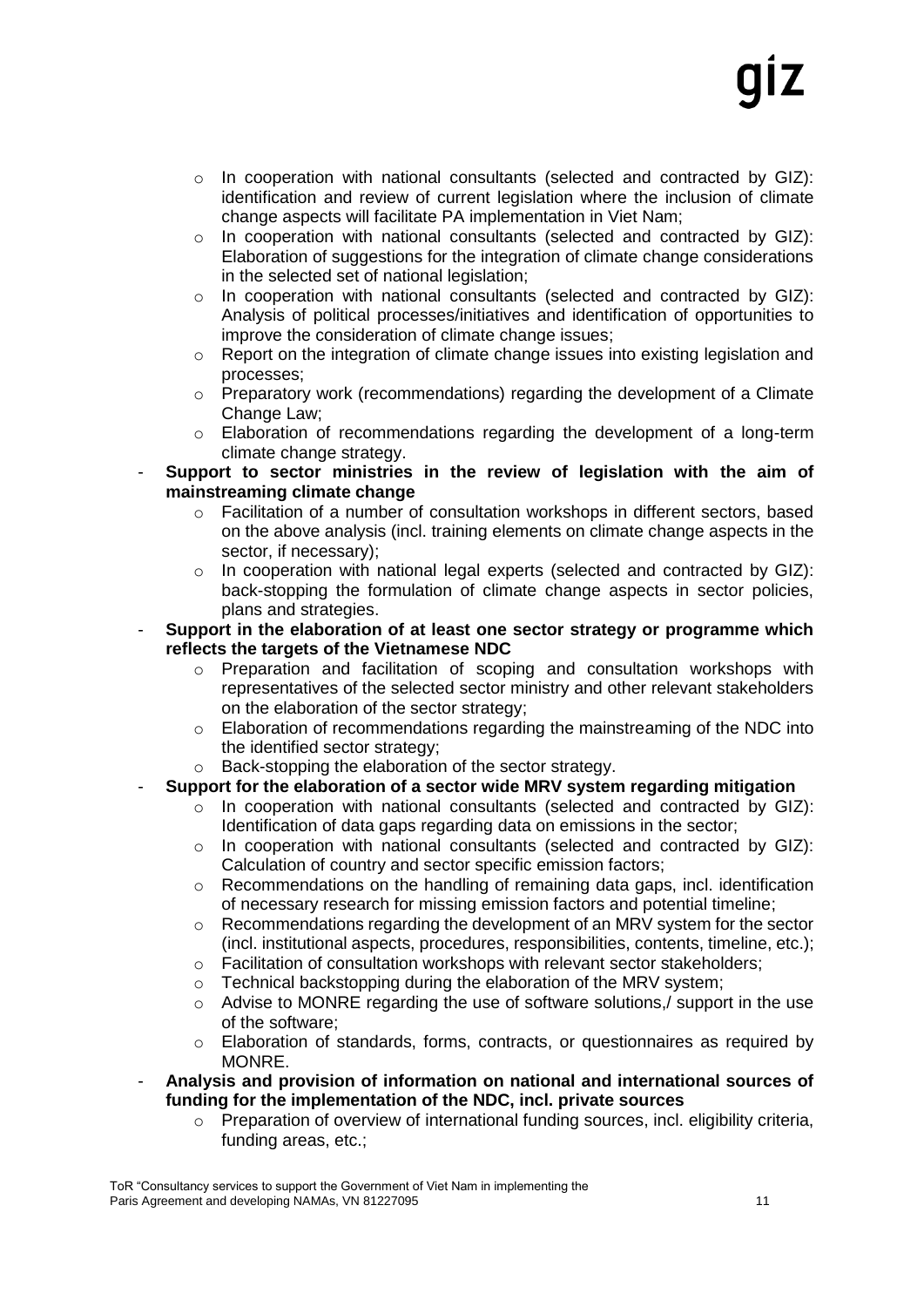- In cooperation with national consultants (selected and contracted by GIZ): identification and review of current legislation where the inclusion of climate change aspects will facilitate PA implementation in Viet Nam;
  - In cooperation with national consultants (selected and contracted by GIZ): Elaboration of suggestions for the integration of climate change considerations in the selected set of national legislation;
  - In cooperation with national consultants (selected and contracted by GIZ): Analysis of political processes/initiatives and identification of opportunities to improve the consideration of climate change issues;
  - Report on the integration of climate change issues into existing legislation and processes;
  - Preparatory work (recommendations) regarding the development of a Climate Change Law;
  - Elaboration of recommendations regarding the development of a long-term climate change strategy.
- **Support to sector ministries in the review of legislation with the aim of mainstreaming climate change**
  - Facilitation of a number of consultation workshops in different sectors, based on the above analysis (incl. training elements on climate change aspects in the sector, if necessary);
  - In cooperation with national legal experts (selected and contracted by GIZ): back-stopping the formulation of climate change aspects in sector policies, plans and strategies.
- **Support in the elaboration of at least one sector strategy or programme which reflects the targets of the Vietnamese NDC**
  - Preparation and facilitation of scoping and consultation workshops with representatives of the selected sector ministry and other relevant stakeholders on the elaboration of the sector strategy;
  - Elaboration of recommendations regarding the mainstreaming of the NDC into the identified sector strategy;
  - Back-stopping the elaboration of the sector strategy.
- **Support for the elaboration of a sector wide MRV system regarding mitigation**
  - In cooperation with national consultants (selected and contracted by GIZ): Identification of data gaps regarding data on emissions in the sector;
  - In cooperation with national consultants (selected and contracted by GIZ): Calculation of country and sector specific emission factors;
  - Recommendations on the handling of remaining data gaps, incl. identification of necessary research for missing emission factors and potential timeline;
  - Recommendations regarding the development of an MRV system for the sector (incl. institutional aspects, procedures, responsibilities, contents, timeline, etc.);
  - Facilitation of consultation workshops with relevant sector stakeholders;
  - Technical backstopping during the elaboration of the MRV system;
  - Advise to MONRE regarding the use of software solutions,/ support in the use of the software;
  - Elaboration of standards, forms, contracts, or questionnaires as required by MONRE.
- **Analysis and provision of information on national and international sources of funding for the implementation of the NDC, incl. private sources**
  - Preparation of overview of international funding sources, incl. eligibility criteria, funding areas, etc.;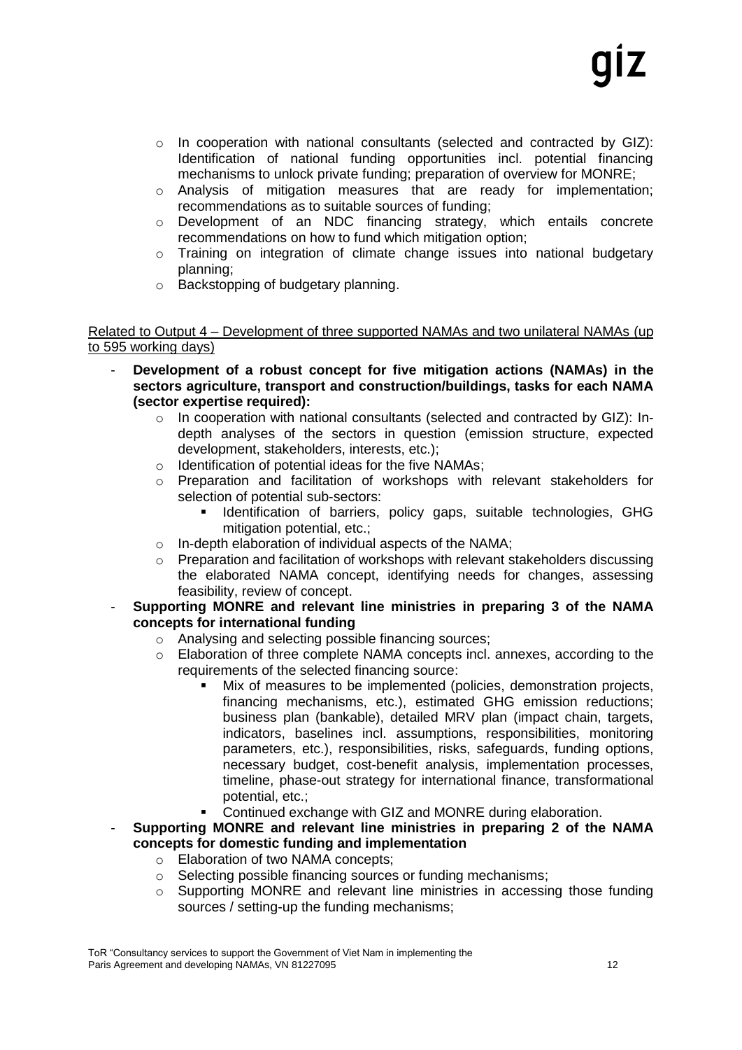- In cooperation with national consultants (selected and contracted by GIZ): Identification of national funding opportunities incl. potential financing mechanisms to unlock private funding; preparation of overview for MONRE;
  - Analysis of mitigation measures that are ready for implementation; recommendations as to suitable sources of funding;
  - Development of an NDC financing strategy, which entails concrete recommendations on how to fund which mitigation option;
  - Training on integration of climate change issues into national budgetary planning;
  - Backstopping of budgetary planning.

<u>Related to Output 4 – Development of three supported NAMAs and two unilateral NAMAs (up to 595 working days)</u>

- **Development of a robust concept for five mitigation actions (NAMAs) in the sectors agriculture, transport and construction/buildings, tasks for each NAMA (sector expertise required):**
  - In cooperation with national consultants (selected and contracted by GIZ): In-depth analyses of the sectors in question (emission structure, expected development, stakeholders, interests, etc.);
  - Identification of potential ideas for the five NAMAs;
  - Preparation and facilitation of workshops with relevant stakeholders for selection of potential sub-sectors:
    - Identification of barriers, policy gaps, suitable technologies, GHG mitigation potential, etc.;
  - In-depth elaboration of individual aspects of the NAMA;
  - Preparation and facilitation of workshops with relevant stakeholders discussing the elaborated NAMA concept, identifying needs for changes, assessing feasibility, review of concept.
- **Supporting MONRE and relevant line ministries in preparing 3 of the NAMA concepts for international funding**
  - Analysing and selecting possible financing sources;
  - Elaboration of three complete NAMA concepts incl. annexes, according to the requirements of the selected financing source:
    - Mix of measures to be implemented (policies, demonstration projects, financing mechanisms, etc.), estimated GHG emission reductions; business plan (bankable), detailed MRV plan (impact chain, targets, indicators, baselines incl. assumptions, responsibilities, monitoring parameters, etc.), responsibilities, risks, safeguards, funding options, necessary budget, cost-benefit analysis, implementation processes, timeline, phase-out strategy for international finance, transformational potential, etc.;
    - Continued exchange with GIZ and MONRE during elaboration.
- **Supporting MONRE and relevant line ministries in preparing 2 of the NAMA concepts for domestic funding and implementation**
  - Elaboration of two NAMA concepts;
  - Selecting possible financing sources or funding mechanisms;
  - Supporting MONRE and relevant line ministries in accessing those funding sources / setting-up the funding mechanisms;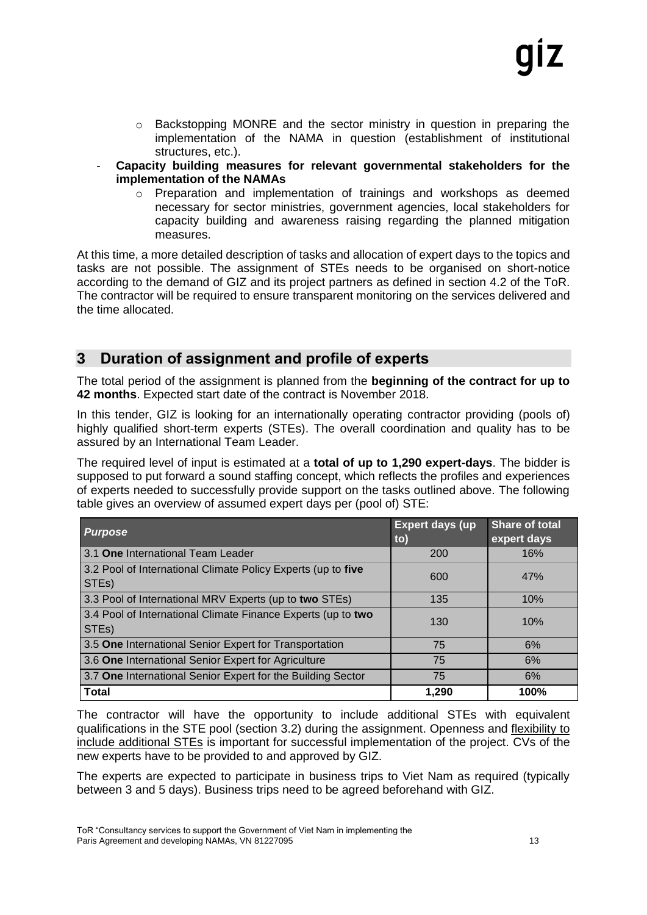- Backstopping MONRE and the sector ministry in question in preparing the implementation of the NAMA in question (establishment of institutional structures, etc.).
- **Capacity building measures for relevant governmental stakeholders for the implementation of the NAMAs**
    - Preparation and implementation of trainings and workshops as deemed necessary for sector ministries, government agencies, local stakeholders for capacity building and awareness raising regarding the planned mitigation measures.

At this time, a more detailed description of tasks and allocation of expert days to the topics and tasks are not possible. The assignment of STEs needs to be organised on short-notice according to the demand of GIZ and its project partners as defined in section 4.2 of the ToR. The contractor will be required to ensure transparent monitoring on the services delivered and the time allocated.

## 3 Duration of assignment and profile of experts

The total period of the assignment is planned from the **beginning of the contract for up to 42 months**. Expected start date of the contract is November 2018.

In this tender, GIZ is looking for an internationally operating contractor providing (pools of) highly qualified short-term experts (STEs). The overall coordination and quality has to be assured by an International Team Leader.

The required level of input is estimated at a **total of up to 1,290 expert-days**. The bidder is supposed to put forward a sound staffing concept, which reflects the profiles and experiences of experts needed to successfully provide support on the tasks outlined above. The following table gives an overview of assumed expert days per (pool of) STE:

| *Purpose* | Expert days (up to) | Share of total expert days |
|---|---|---|
| 3.1 **One** International Team Leader | 200 | 16% |
| 3.2 Pool of International Climate Policy Experts (up to **five** STEs) | 600 | 47% |
| 3.3 Pool of International MRV Experts (up to **two** STEs) | 135 | 10% |
| 3.4 Pool of International Climate Finance Experts (up to **two** STEs) | 130 | 10% |
| 3.5 **One** International Senior Expert for Transportation | 75 | 6% |
| 3.6 **One** International Senior Expert for Agriculture | 75 | 6% |
| 3.7 **One** International Senior Expert for the Building Sector | 75 | 6% |
| **Total** | **1,290** | **100%** |

The contractor will have the opportunity to include additional STEs with equivalent qualifications in the STE pool (section 3.2) during the assignment. Openness and flexibility to include additional STEs is important for successful implementation of the project. CVs of the new experts have to be provided to and approved by GIZ.

The experts are expected to participate in business trips to Viet Nam as required (typically between 3 and 5 days). Business trips need to be agreed beforehand with GIZ.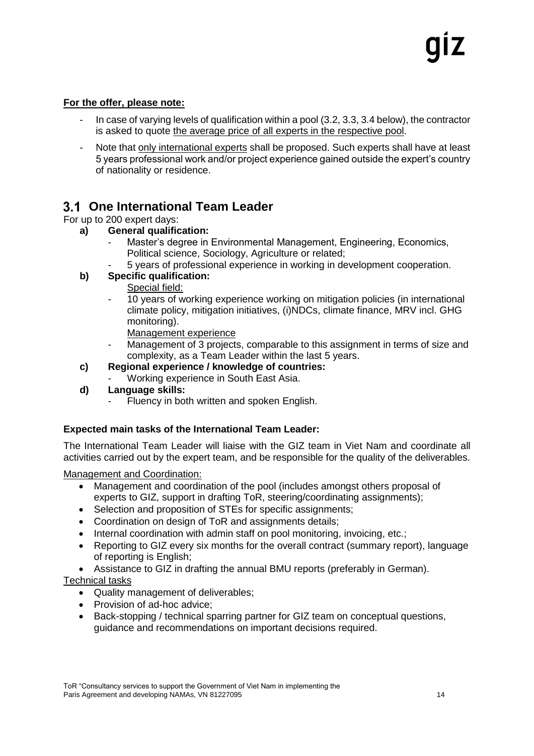**For the offer, please note:**

- In case of varying levels of qualification within a pool (3.2, 3.3, 3.4 below), the contractor is asked to quote the average price of all experts in the respective pool.
- Note that only international experts shall be proposed. Such experts shall have at least 5 years professional work and/or project experience gained outside the expert's country of nationality or residence.

## 3.1 One International Team Leader

For up to 200 expert days:

**a) General qualification:**

- Master's degree in Environmental Management, Engineering, Economics, Political science, Sociology, Agriculture or related;
- 5 years of professional experience in working in development cooperation.

**b) Specific qualification:**

Special field:

- 10 years of working experience working on mitigation policies (in international climate policy, mitigation initiatives, (i)NDCs, climate finance, MRV incl. GHG monitoring).

Management experience

- Management of 3 projects, comparable to this assignment in terms of size and complexity, as a Team Leader within the last 5 years.

**c) Regional experience / knowledge of countries:**

- Working experience in South East Asia.

**d) Language skills:**

- Fluency in both written and spoken English.

**Expected main tasks of the International Team Leader:**

The International Team Leader will liaise with the GIZ team in Viet Nam and coordinate all activities carried out by the expert team, and be responsible for the quality of the deliverables.

Management and Coordination:

- Management and coordination of the pool (includes amongst others proposal of experts to GIZ, support in drafting ToR, steering/coordinating assignments);
- Selection and proposition of STEs for specific assignments;
- Coordination on design of ToR and assignments details;
- Internal coordination with admin staff on pool monitoring, invoicing, etc.;
- Reporting to GIZ every six months for the overall contract (summary report), language of reporting is English;
- Assistance to GIZ in drafting the annual BMU reports (preferably in German).

Technical tasks

- Quality management of deliverables;
- Provision of ad-hoc advice;
- Back-stopping / technical sparring partner for GIZ team on conceptual questions, guidance and recommendations on important decisions required.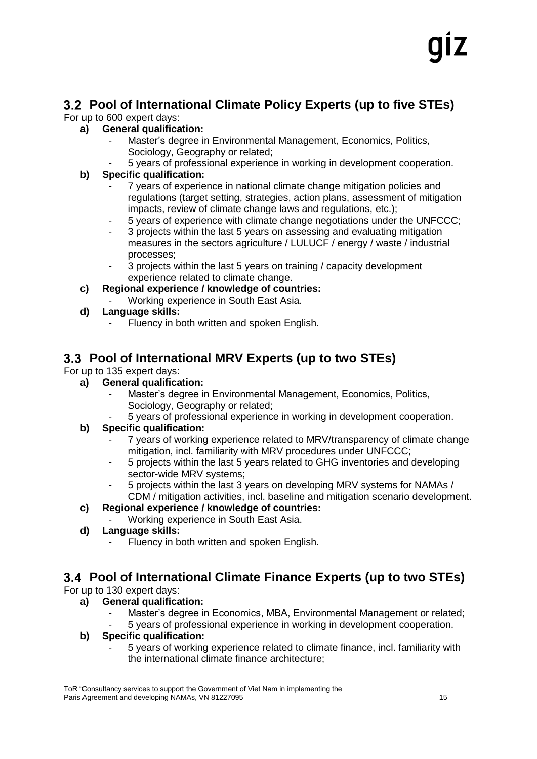## 3.2 Pool of International Climate Policy Experts (up to five STEs)

For up to 600 expert days:

**a) General qualification:**

- Master's degree in Environmental Management, Economics, Politics, Sociology, Geography or related;
- 5 years of professional experience in working in development cooperation.

**b) Specific qualification:**

- 7 years of experience in national climate change mitigation policies and regulations (target setting, strategies, action plans, assessment of mitigation impacts, review of climate change laws and regulations, etc.);
- 5 years of experience with climate change negotiations under the UNFCCC;
- 3 projects within the last 5 years on assessing and evaluating mitigation measures in the sectors agriculture / LULUCF / energy / waste / industrial processes;
- 3 projects within the last 5 years on training / capacity development experience related to climate change.

**c) Regional experience / knowledge of countries:**

- Working experience in South East Asia.

**d) Language skills:**

- Fluency in both written and spoken English.

## 3.3 Pool of International MRV Experts (up to two STEs)

For up to 135 expert days:

**a) General qualification:**

- Master's degree in Environmental Management, Economics, Politics, Sociology, Geography or related;
- 5 years of professional experience in working in development cooperation.

**b) Specific qualification:**

- 7 years of working experience related to MRV/transparency of climate change mitigation, incl. familiarity with MRV procedures under UNFCCC;
- 5 projects within the last 5 years related to GHG inventories and developing sector-wide MRV systems;
- 5 projects within the last 3 years on developing MRV systems for NAMAs / CDM / mitigation activities, incl. baseline and mitigation scenario development.

**c) Regional experience / knowledge of countries:**

- Working experience in South East Asia.

**d) Language skills:**

- Fluency in both written and spoken English.

## 3.4 Pool of International Climate Finance Experts (up to two STEs)

For up to 130 expert days:

**a) General qualification:**

- Master's degree in Economics, MBA, Environmental Management or related;
- 5 years of professional experience in working in development cooperation.

**b) Specific qualification:**

- 5 years of working experience related to climate finance, incl. familiarity with the international climate finance architecture;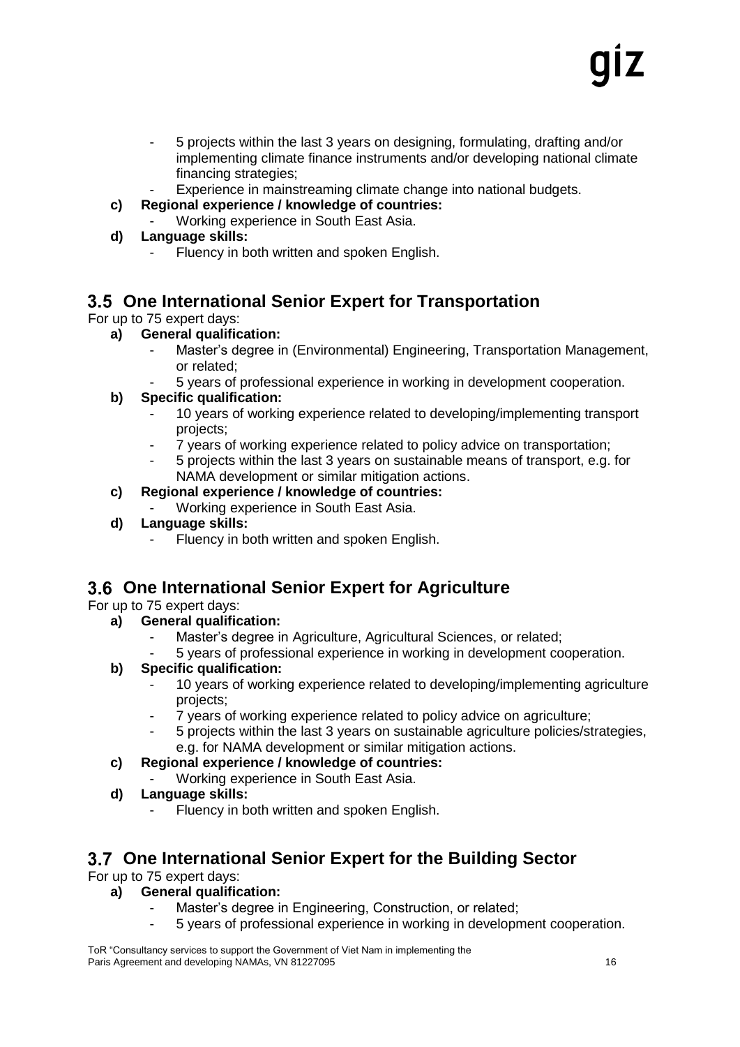- 5 projects within the last 3 years on designing, formulating, drafting and/or implementing climate finance instruments and/or developing national climate financing strategies;
- Experience in mainstreaming climate change into national budgets.

**c) Regional experience / knowledge of countries:**
- Working experience in South East Asia.

**d) Language skills:**
- Fluency in both written and spoken English.

## 3.5 One International Senior Expert for Transportation

For up to 75 expert days:

**a) General qualification:**
- Master's degree in (Environmental) Engineering, Transportation Management, or related;
- 5 years of professional experience in working in development cooperation.

**b) Specific qualification:**
- 10 years of working experience related to developing/implementing transport projects;
- 7 years of working experience related to policy advice on transportation;
- 5 projects within the last 3 years on sustainable means of transport, e.g. for NAMA development or similar mitigation actions.

**c) Regional experience / knowledge of countries:**
- Working experience in South East Asia.

**d) Language skills:**
- Fluency in both written and spoken English.

## 3.6 One International Senior Expert for Agriculture

For up to 75 expert days:

**a) General qualification:**
- Master's degree in Agriculture, Agricultural Sciences, or related;
- 5 years of professional experience in working in development cooperation.

**b) Specific qualification:**
- 10 years of working experience related to developing/implementing agriculture projects;
- 7 years of working experience related to policy advice on agriculture;
- 5 projects within the last 3 years on sustainable agriculture policies/strategies, e.g. for NAMA development or similar mitigation actions.

**c) Regional experience / knowledge of countries:**
- Working experience in South East Asia.

**d) Language skills:**
- Fluency in both written and spoken English.

## 3.7 One International Senior Expert for the Building Sector

For up to 75 expert days:

**a) General qualification:**
- Master's degree in Engineering, Construction, or related;
- 5 years of professional experience in working in development cooperation.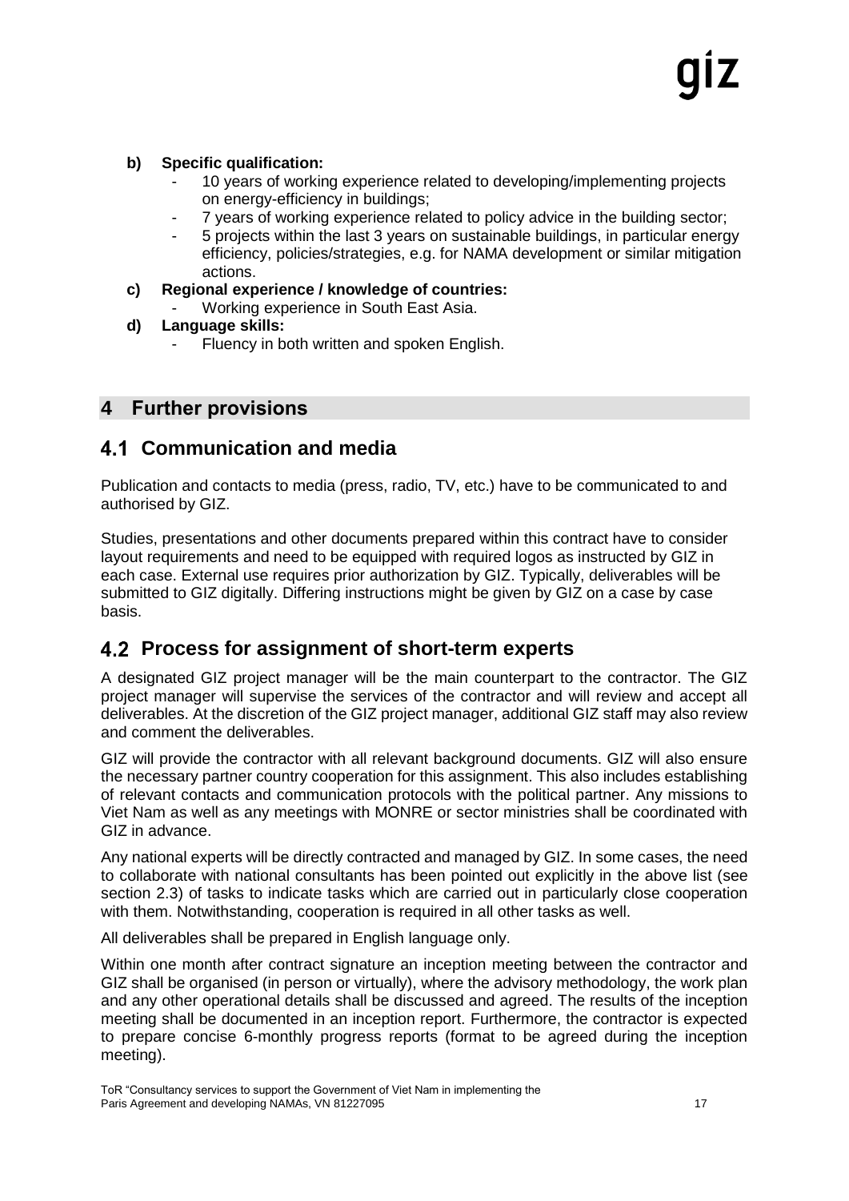**b) Specific qualification:**

- 10 years of working experience related to developing/implementing projects on energy-efficiency in buildings;
- 7 years of working experience related to policy advice in the building sector;
- 5 projects within the last 3 years on sustainable buildings, in particular energy efficiency, policies/strategies, e.g. for NAMA development or similar mitigation actions.

**c) Regional experience / knowledge of countries:**

- Working experience in South East Asia.

**d) Language skills:**

- Fluency in both written and spoken English.

# 4 Further provisions

## 4.1 Communication and media

Publication and contacts to media (press, radio, TV, etc.) have to be communicated to and authorised by GIZ.

Studies, presentations and other documents prepared within this contract have to consider layout requirements and need to be equipped with required logos as instructed by GIZ in each case. External use requires prior authorization by GIZ. Typically, deliverables will be submitted to GIZ digitally. Differing instructions might be given by GIZ on a case by case basis.

## 4.2 Process for assignment of short-term experts

A designated GIZ project manager will be the main counterpart to the contractor. The GIZ project manager will supervise the services of the contractor and will review and accept all deliverables. At the discretion of the GIZ project manager, additional GIZ staff may also review and comment the deliverables.

GIZ will provide the contractor with all relevant background documents. GIZ will also ensure the necessary partner country cooperation for this assignment. This also includes establishing of relevant contacts and communication protocols with the political partner. Any missions to Viet Nam as well as any meetings with MONRE or sector ministries shall be coordinated with GIZ in advance.

Any national experts will be directly contracted and managed by GIZ. In some cases, the need to collaborate with national consultants has been pointed out explicitly in the above list (see section 2.3) of tasks to indicate tasks which are carried out in particularly close cooperation with them. Notwithstanding, cooperation is required in all other tasks as well.

All deliverables shall be prepared in English language only.

Within one month after contract signature an inception meeting between the contractor and GIZ shall be organised (in person or virtually), where the advisory methodology, the work plan and any other operational details shall be discussed and agreed. The results of the inception meeting shall be documented in an inception report. Furthermore, the contractor is expected to prepare concise 6-monthly progress reports (format to be agreed during the inception meeting).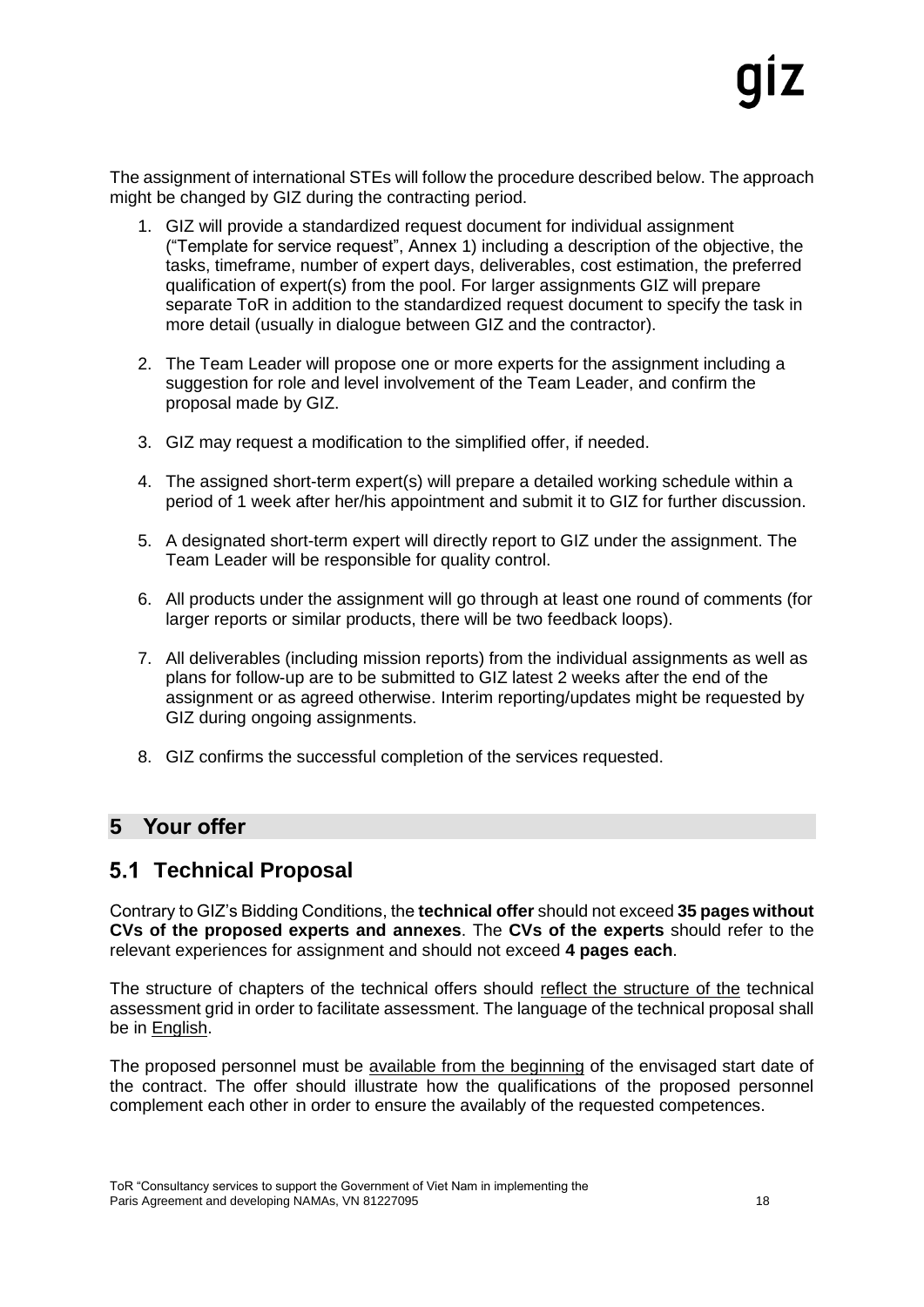The assignment of international STEs will follow the procedure described below. The approach might be changed by GIZ during the contracting period.

1. GIZ will provide a standardized request document for individual assignment ("Template for service request", Annex 1) including a description of the objective, the tasks, timeframe, number of expert days, deliverables, cost estimation, the preferred qualification of expert(s) from the pool. For larger assignments GIZ will prepare separate ToR in addition to the standardized request document to specify the task in more detail (usually in dialogue between GIZ and the contractor).

2. The Team Leader will propose one or more experts for the assignment including a suggestion for role and level involvement of the Team Leader, and confirm the proposal made by GIZ.

3. GIZ may request a modification to the simplified offer, if needed.

4. The assigned short-term expert(s) will prepare a detailed working schedule within a period of 1 week after her/his appointment and submit it to GIZ for further discussion.

5. A designated short-term expert will directly report to GIZ under the assignment. The Team Leader will be responsible for quality control.

6. All products under the assignment will go through at least one round of comments (for larger reports or similar products, there will be two feedback loops).

7. All deliverables (including mission reports) from the individual assignments as well as plans for follow-up are to be submitted to GIZ latest 2 weeks after the end of the assignment or as agreed otherwise. Interim reporting/updates might be requested by GIZ during ongoing assignments.

8. GIZ confirms the successful completion of the services requested.

# 5 Your offer

## 5.1 Technical Proposal

Contrary to GIZ's Bidding Conditions, the **technical offer** should not exceed **35 pages without CVs of the proposed experts and annexes**. The **CVs of the experts** should refer to the relevant experiences for assignment and should not exceed **4 pages each**.

The structure of chapters of the technical offers should reflect the structure of the technical assessment grid in order to facilitate assessment. The language of the technical proposal shall be in English.

The proposed personnel must be available from the beginning of the envisaged start date of the contract. The offer should illustrate how the qualifications of the proposed personnel complement each other in order to ensure the availably of the requested competences.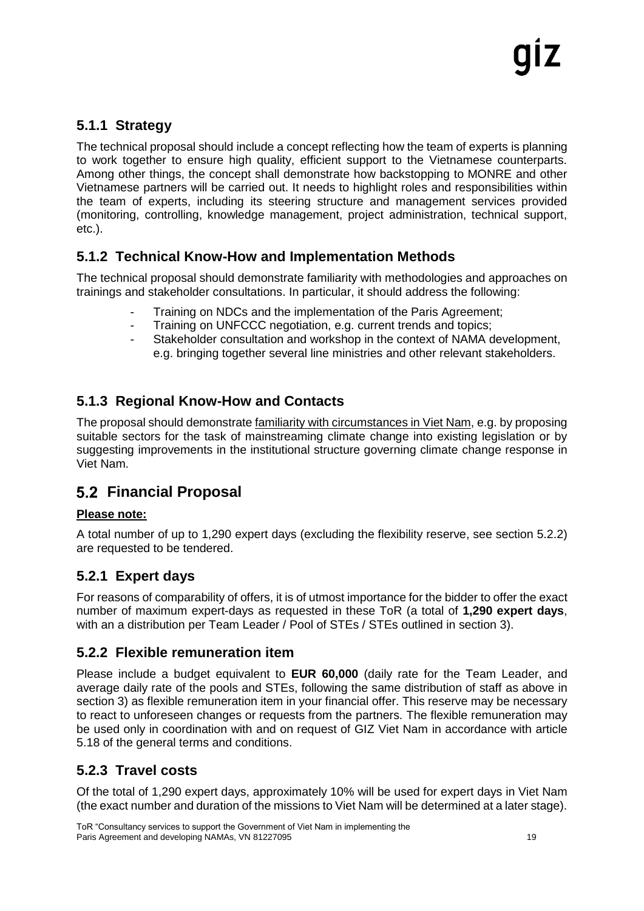### 5.1.1 Strategy

The technical proposal should include a concept reflecting how the team of experts is planning to work together to ensure high quality, efficient support to the Vietnamese counterparts. Among other things, the concept shall demonstrate how backstopping to MONRE and other Vietnamese partners will be carried out. It needs to highlight roles and responsibilities within the team of experts, including its steering structure and management services provided (monitoring, controlling, knowledge management, project administration, technical support, etc.).

### 5.1.2 Technical Know-How and Implementation Methods

The technical proposal should demonstrate familiarity with methodologies and approaches on trainings and stakeholder consultations. In particular, it should address the following:

- Training on NDCs and the implementation of the Paris Agreement;
- Training on UNFCCC negotiation, e.g. current trends and topics;
- Stakeholder consultation and workshop in the context of NAMA development, e.g. bringing together several line ministries and other relevant stakeholders.

### 5.1.3 Regional Know-How and Contacts

The proposal should demonstrate familiarity with circumstances in Viet Nam, e.g. by proposing suitable sectors for the task of mainstreaming climate change into existing legislation or by suggesting improvements in the institutional structure governing climate change response in Viet Nam.

## 5.2 Financial Proposal

**Please note:**

A total number of up to 1,290 expert days (excluding the flexibility reserve, see section 5.2.2) are requested to be tendered.

### 5.2.1 Expert days

For reasons of comparability of offers, it is of utmost importance for the bidder to offer the exact number of maximum expert-days as requested in these ToR (a total of **1,290 expert days**, with an a distribution per Team Leader / Pool of STEs / STEs outlined in section 3).

### 5.2.2 Flexible remuneration item

Please include a budget equivalent to **EUR 60,000** (daily rate for the Team Leader, and average daily rate of the pools and STEs, following the same distribution of staff as above in section 3) as flexible remuneration item in your financial offer. This reserve may be necessary to react to unforeseen changes or requests from the partners. The flexible remuneration may be used only in coordination with and on request of GIZ Viet Nam in accordance with article 5.18 of the general terms and conditions.

### 5.2.3 Travel costs

Of the total of 1,290 expert days, approximately 10% will be used for expert days in Viet Nam (the exact number and duration of the missions to Viet Nam will be determined at a later stage).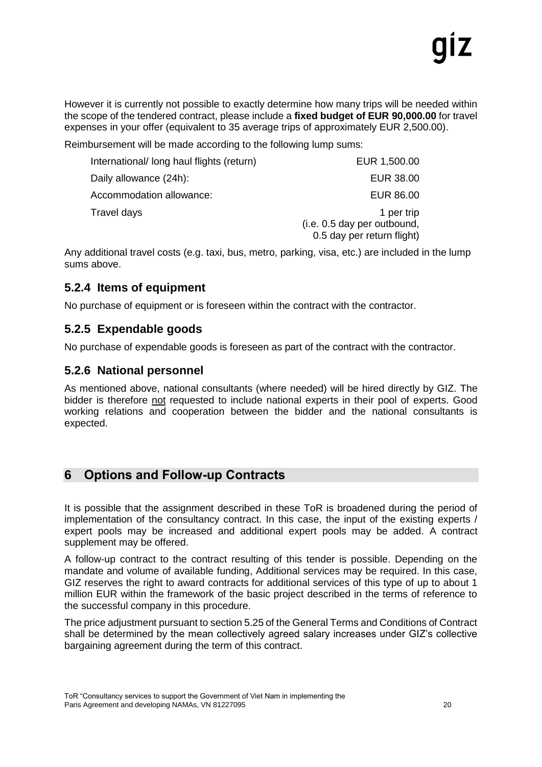However it is currently not possible to exactly determine how many trips will be needed within the scope of the tendered contract, please include a **fixed budget of EUR 90,000.00** for travel expenses in your offer (equivalent to 35 average trips of approximately EUR 2,500.00).

Reimbursement will be made according to the following lump sums:

| | |
|---|---|
| International/ long haul flights (return) | EUR 1,500.00 |
| Daily allowance (24h): | EUR 38.00 |
| Accommodation allowance: | EUR 86.00 |
| Travel days | 1 per trip (i.e. 0.5 day per outbound, 0.5 day per return flight) |

Any additional travel costs (e.g. taxi, bus, metro, parking, visa, etc.) are included in the lump sums above.

### 5.2.4 Items of equipment

No purchase of equipment or is foreseen within the contract with the contractor.

### 5.2.5 Expendable goods

No purchase of expendable goods is foreseen as part of the contract with the contractor.

### 5.2.6 National personnel

As mentioned above, national consultants (where needed) will be hired directly by GIZ. The bidder is therefore not requested to include national experts in their pool of experts. Good working relations and cooperation between the bidder and the national consultants is expected.

## 6 Options and Follow-up Contracts

It is possible that the assignment described in these ToR is broadened during the period of implementation of the consultancy contract. In this case, the input of the existing experts / expert pools may be increased and additional expert pools may be added. A contract supplement may be offered.

A follow-up contract to the contract resulting of this tender is possible. Depending on the mandate and volume of available funding, Additional services may be required. In this case, GIZ reserves the right to award contracts for additional services of this type of up to about 1 million EUR within the framework of the basic project described in the terms of reference to the successful company in this procedure.

The price adjustment pursuant to section 5.25 of the General Terms and Conditions of Contract shall be determined by the mean collectively agreed salary increases under GIZ's collective bargaining agreement during the term of this contract.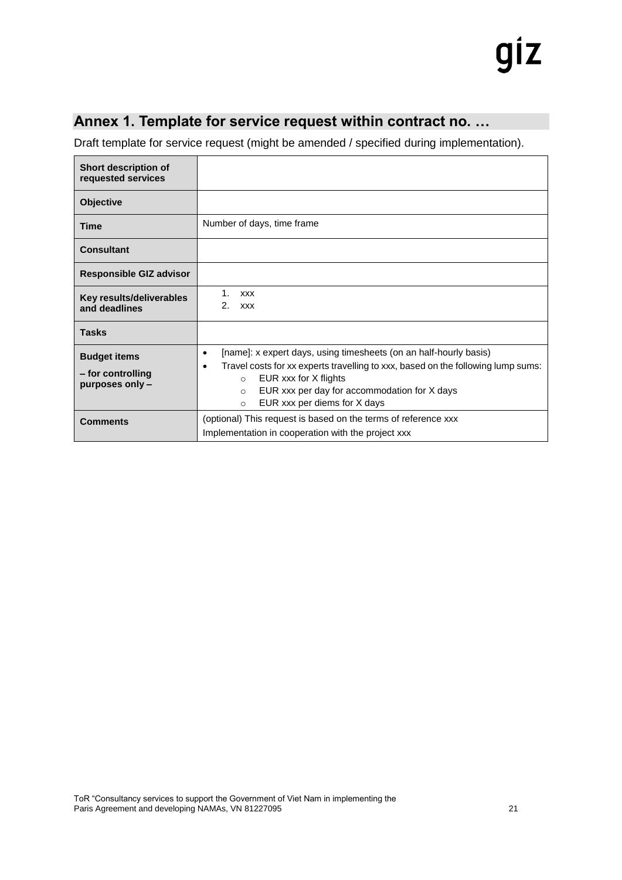## Annex 1. Template for service request within contract no. …

Draft template for service request (might be amended / specified during implementation).

| | |
|---|---|
| **Short description of requested services** | |
| **Objective** | |
| **Time** | Number of days, time frame |
| **Consultant** | |
| **Responsible GIZ advisor** | |
| **Key results/deliverables and deadlines** | 1. xxx<br>2. xxx |
| **Tasks** | |
| **Budget items – for controlling purposes only –** | • [name]: x expert days, using timesheets (on an half-hourly basis)<br>• Travel costs for xx experts travelling to xxx, based on the following lump sums:<br>  ○ EUR xxx for X flights<br>  ○ EUR xxx per day for accommodation for X days<br>  ○ EUR xxx per diems for X days |
| **Comments** | (optional) This request is based on the terms of reference xxx<br>Implementation in cooperation with the project xxx |